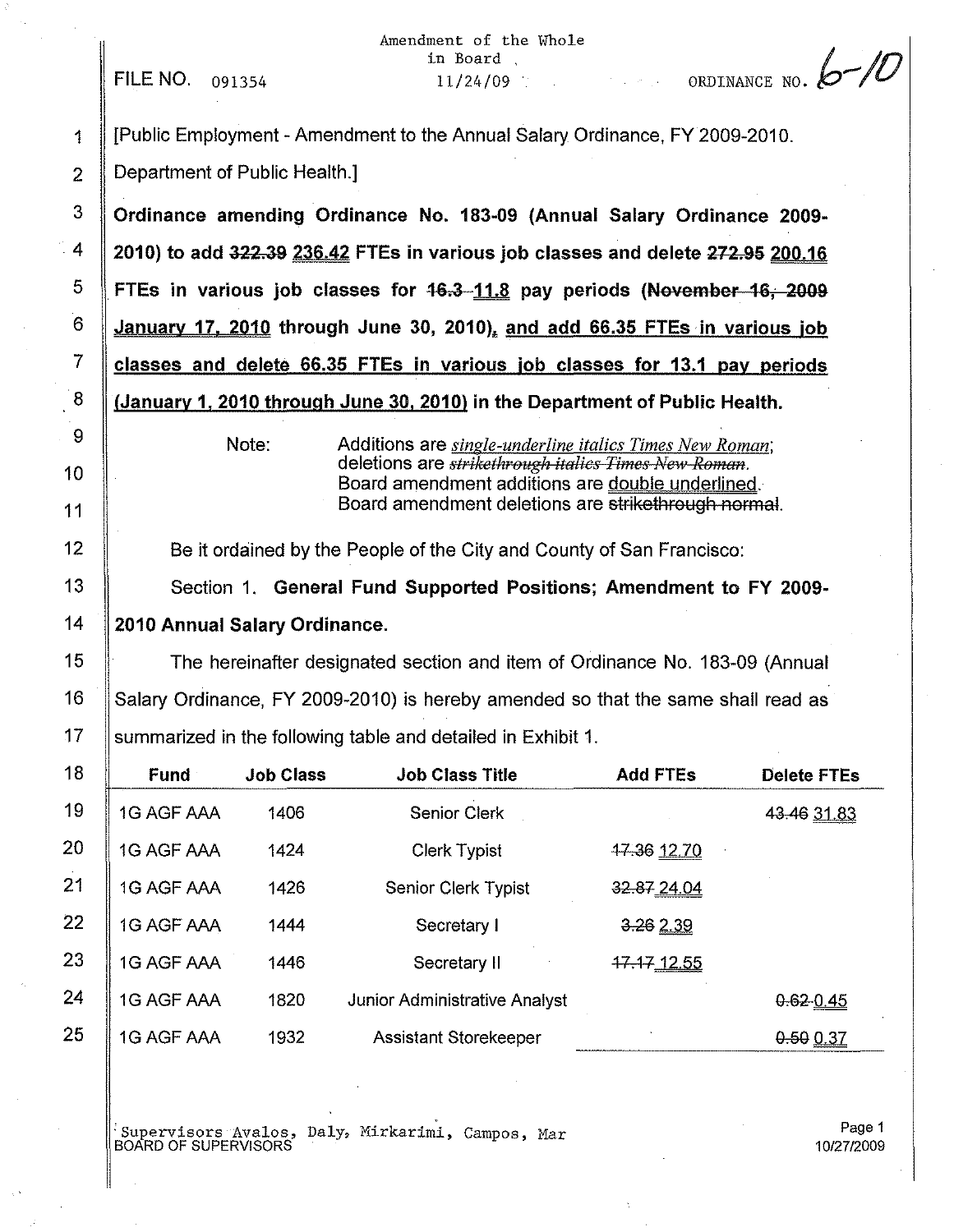Amendment of the Whole in Board 11/24/09

FILE NO. 091354

ORDINANCE NO. 6-10

[Public Employment - Amendment to the Annual Salary Ordinance, FY 2009-2010. Department of Public Health.]

**Ordinance amending Ordinance No. 183-09 (Annual Salary Ordinance 2009-2010) to add ~~322.39~~ 236.42 FTEs in various job classes and delete ~~272.95~~ 200.16 FTEs in various job classes for ~~16.3~~ 11.8 pay periods (~~November 16, 2009~~ January 17, 2010 through June 30, 2010), and add 66.35 FTEs in various job classes and delete 66.35 FTEs in various job classes for 13.1 pay periods (January 1, 2010 through June 30, 2010) in the Department of Public Health.**

Note: Additions are *single-underline italics Times New Roman*; deletions are ~~*strikethrough italics Times New Roman*~~. Board amendment additions are double underlined. Board amendment deletions are ~~strikethrough normal~~.

Be it ordained by the People of the City and County of San Francisco:

Section 1. **General Fund Supported Positions; Amendment to FY 2009-2010 Annual Salary Ordinance.**

The hereinafter designated section and item of Ordinance No. 183-09 (Annual Salary Ordinance, FY 2009-2010) is hereby amended so that the same shall read as summarized in the following table and detailed in Exhibit 1.

| Fund | Job Class | Job Class Title | Add FTEs | Delete FTEs |
|---|---|---|---|---|
| 1G AGF AAA | 1406 | Senior Clerk | | ~~43.46~~ 31.83 |
| 1G AGF AAA | 1424 | Clerk Typist | ~~17.36~~ 12.70 | |
| 1G AGF AAA | 1426 | Senior Clerk Typist | ~~32.87~~ 24.04 | |
| 1G AGF AAA | 1444 | Secretary I | ~~3.26~~ 2.39 | |
| 1G AGF AAA | 1446 | Secretary II | ~~17.17~~ 12.55 | |
| 1G AGF AAA | 1820 | Junior Administrative Analyst | | ~~0.62~~ 0.45 |
| 1G AGF AAA | 1932 | Assistant Storekeeper | | ~~0.50~~ 0.37 |

Supervisors Avalos, Daly, Mirkarimi, Campos, Mar
BOARD OF SUPERVISORS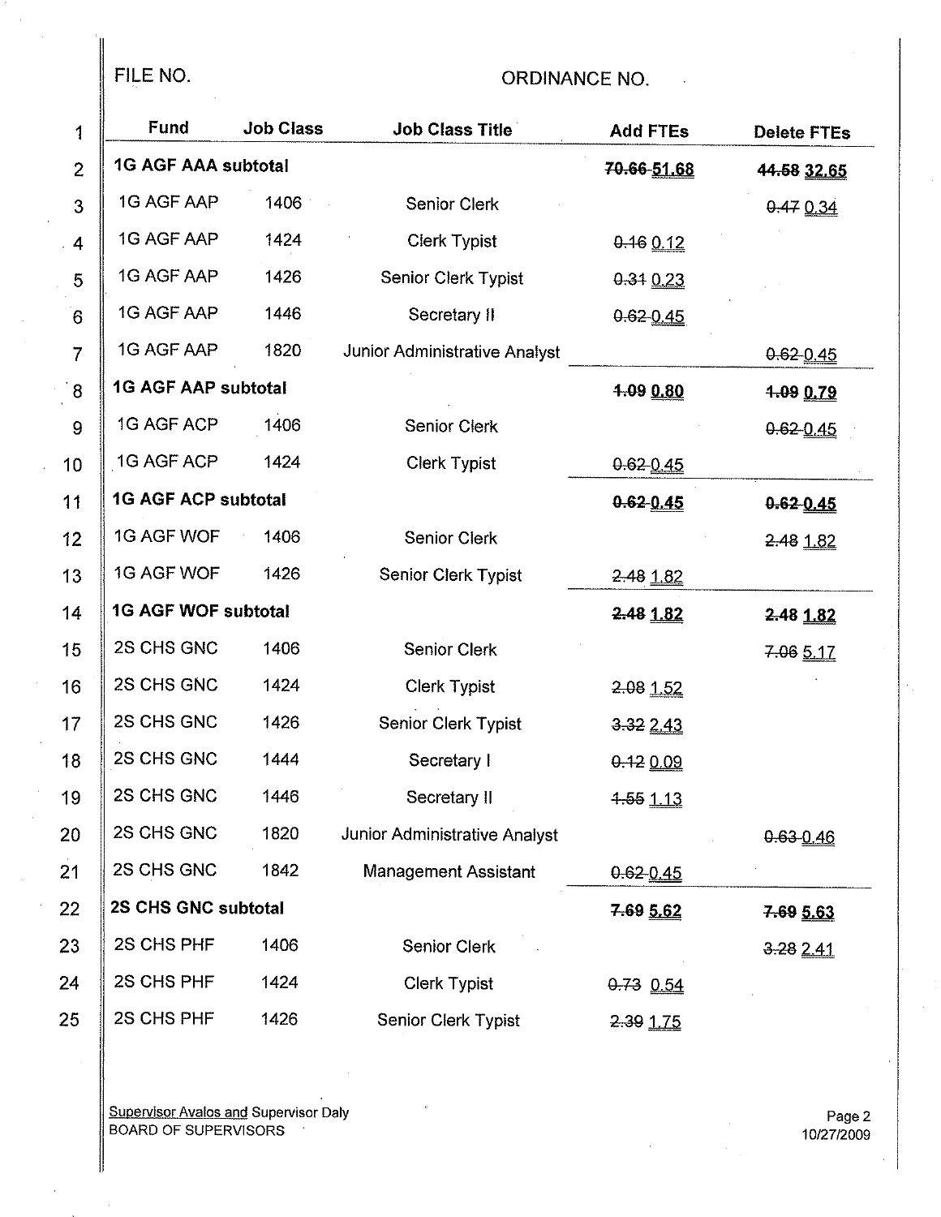FILE NO. ORDINANCE NO.

| Fund | Job Class | Job Class Title | Add FTEs | Delete FTEs |
|---|---|---|---|---|
| **1G AGF AAA subtotal** | | | **~~70.66~~ 51.68** | **~~44.58~~ 32.65** |
| 1G AGF AAP | 1406 | Senior Clerk | | ~~0.47~~ 0.34 |
| 1G AGF AAP | 1424 | Clerk Typist | ~~0.16~~ 0.12 | |
| 1G AGF AAP | 1426 | Senior Clerk Typist | ~~0.31~~ 0.23 | |
| 1G AGF AAP | 1446 | Secretary II | ~~0.62~~ 0.45 | |
| 1G AGF AAP | 1820 | Junior Administrative Analyst | | ~~0.62~~ 0.45 |
| **1G AGF AAP subtotal** | | | **~~1.09~~ 0.80** | **~~1.09~~ 0.79** |
| 1G AGF ACP | 1406 | Senior Clerk | | ~~0.62~~ 0.45 |
| 1G AGF ACP | 1424 | Clerk Typist | ~~0.62~~ 0.45 | |
| **1G AGF ACP subtotal** | | | **~~0.62~~ 0.45** | **~~0.62~~ 0.45** |
| 1G AGF WOF | 1406 | Senior Clerk | | ~~2.48~~ 1.82 |
| 1G AGF WOF | 1426 | Senior Clerk Typist | ~~2.48~~ 1.82 | |
| **1G AGF WOF subtotal** | | | **~~2.48~~ 1.82** | **~~2.48~~ 1.82** |
| 2S CHS GNC | 1406 | Senior Clerk | | ~~7.06~~ 5.17 |
| 2S CHS GNC | 1424 | Clerk Typist | ~~2.08~~ 1.52 | |
| 2S CHS GNC | 1426 | Senior Clerk Typist | ~~3.32~~ 2.43 | |
| 2S CHS GNC | 1444 | Secretary I | ~~0.12~~ 0.09 | |
| 2S CHS GNC | 1446 | Secretary II | ~~1.55~~ 1.13 | |
| 2S CHS GNC | 1820 | Junior Administrative Analyst | | ~~0.63~~ 0.46 |
| 2S CHS GNC | 1842 | Management Assistant | ~~0.62~~ 0.45 | |
| **2S CHS GNC subtotal** | | | **~~7.69~~ 5.62** | **~~7.69~~ 5.63** |
| 2S CHS PHF | 1406 | Senior Clerk | | ~~3.28~~ 2.41 |
| 2S CHS PHF | 1424 | Clerk Typist | ~~0.73~~ 0.54 | |
| 2S CHS PHF | 1426 | Senior Clerk Typist | ~~2.39~~ 1.75 | |

Supervisor Avalos and Supervisor Daly
BOARD OF SUPERVISORS

10/27/2009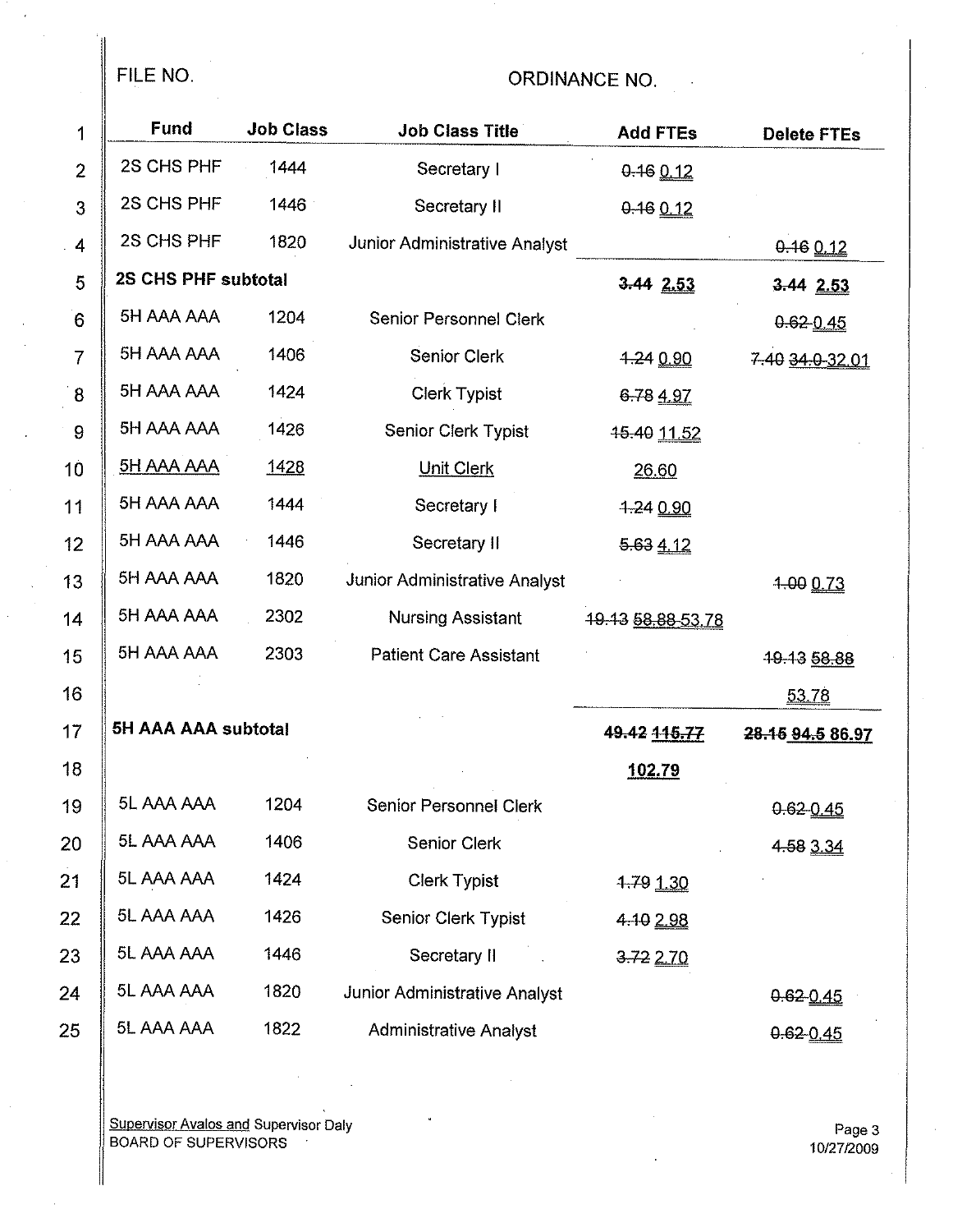FILE NO. ORDINANCE NO.

| Fund | Job Class | Job Class Title | Add FTEs | Delete FTEs |
|---|---|---|---|---|
| 2S CHS PHF | 1444 | Secretary I | ~~0.16~~ 0.12 | |
| 2S CHS PHF | 1446 | Secretary II | ~~0.16~~ 0.12 | |
| 2S CHS PHF | 1820 | Junior Administrative Analyst | | ~~0.16~~ 0.12 |
| **2S CHS PHF subtotal** | | | **~~3.44~~ 2.53** | **~~3.44~~ 2.53** |
| 5H AAA AAA | 1204 | Senior Personnel Clerk | | ~~0.62~~ 0.45 |
| 5H AAA AAA | 1406 | Senior Clerk | ~~1.24~~ 0.90 | ~~7.40~~ ~~34.0~~ 32.01 |
| 5H AAA AAA | 1424 | Clerk Typist | ~~6.78~~ 4.97 | |
| 5H AAA AAA | 1426 | Senior Clerk Typist | ~~15.40~~ 11.52 | |
| 5H AAA AAA | 1428 | Unit Clerk | 26.60 | |
| 5H AAA AAA | 1444 | Secretary I | ~~1.24~~ 0.90 | |
| 5H AAA AAA | 1446 | Secretary II | ~~5.63~~ 4.12 | |
| 5H AAA AAA | 1820 | Junior Administrative Analyst | | ~~1.00~~ 0.73 |
| 5H AAA AAA | 2302 | Nursing Assistant | ~~19.13~~ ~~58.88~~ 53.78 | |
| 5H AAA AAA | 2303 | Patient Care Assistant | | ~~19.13~~ ~~58.88~~ 53.78 |
| **5H AAA AAA subtotal** | | | **49.42 ~~115.77~~ 102.79** | **~~28.15~~ ~~94.5~~ 86.97** |
| 5L AAA AAA | 1204 | Senior Personnel Clerk | | ~~0.62~~ 0.45 |
| 5L AAA AAA | 1406 | Senior Clerk | | ~~4.58~~ 3.34 |
| 5L AAA AAA | 1424 | Clerk Typist | ~~1.79~~ 1.30 | |
| 5L AAA AAA | 1426 | Senior Clerk Typist | ~~4.10~~ 2.98 | |
| 5L AAA AAA | 1446 | Secretary II | ~~3.72~~ 2.70 | |
| 5L AAA AAA | 1820 | Junior Administrative Analyst | | ~~0.62~~ 0.45 |
| 5L AAA AAA | 1822 | Administrative Analyst | | ~~0.62~~ 0.45 |

Supervisor Avalos and Supervisor Daly
BOARD OF SUPERVISORS

10/27/2009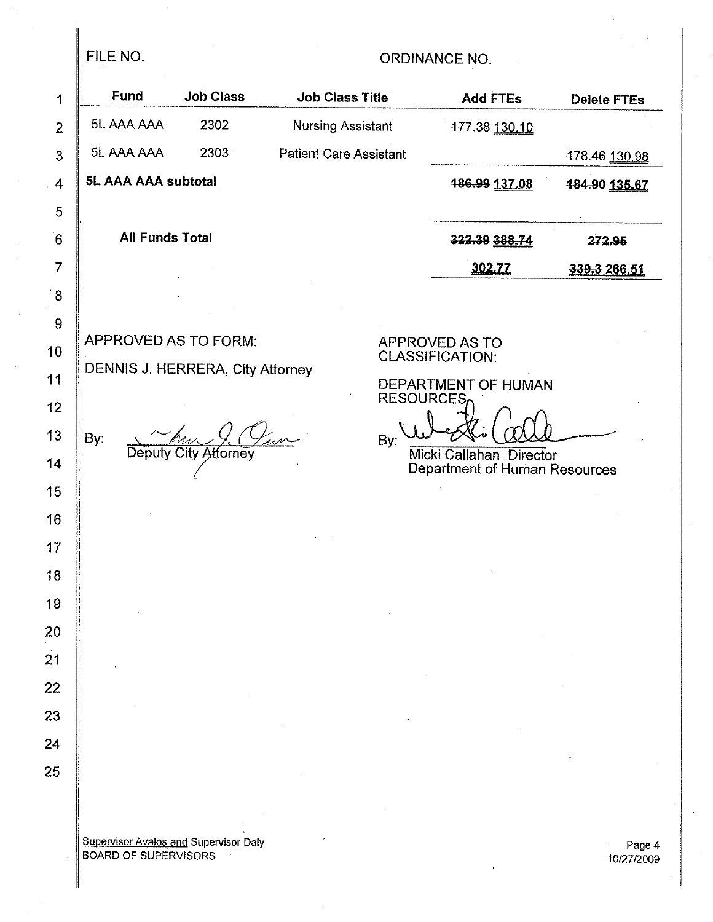FILE NO. ORDINANCE NO.

| Fund | Job Class | Job Class Title | Add FTEs | Delete FTEs |
|---|---|---|---|---|
| 5L AAA AAA | 2302 | Nursing Assistant | ~~177.38~~ 130.10 | |
| 5L AAA AAA | 2303 | Patient Care Assistant | | ~~178.46~~ 130.98 |
| **5L AAA AAA subtotal** | | | **~~186.99~~ 137.08** | **~~184.90~~ 135.67** |
| | | | | |
| **All Funds Total** | | | **~~322.39~~ ~~388.74~~** | **~~272.95~~** |
| | | | **302.77** | **~~339.3~~ 266.51** |

APPROVED AS TO FORM:

DENNIS J. HERRERA, City Attorney

By: _______________
Deputy City Attorney

APPROVED AS TO CLASSIFICATION:

DEPARTMENT OF HUMAN RESOURCES

By: _______________
Micki Callahan, Director
Department of Human Resources

Supervisor Avalos and Supervisor Daly
BOARD OF SUPERVISORS

10/27/2009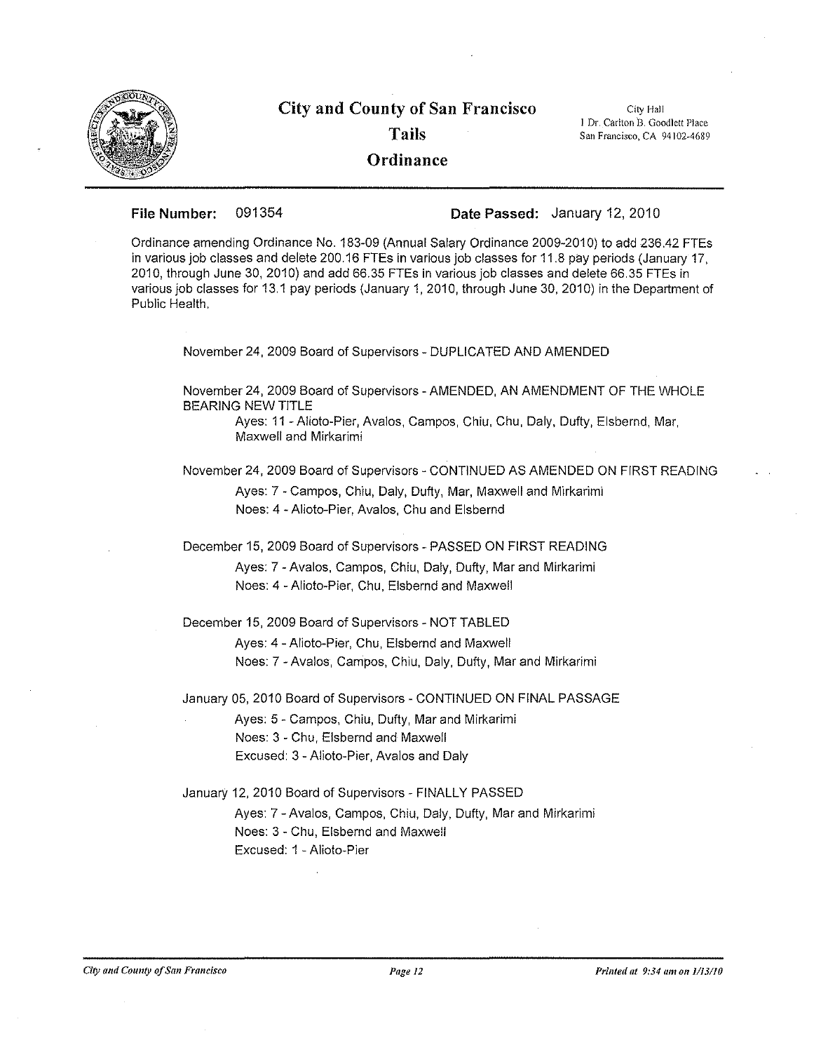# City and County of San Francisco

## Tails

## Ordinance

City Hall
1 Dr. Carlton B. Goodlett Place
San Francisco, CA 94102-4689

**File Number:** 091354 **Date Passed:** January 12, 2010

Ordinance amending Ordinance No. 183-09 (Annual Salary Ordinance 2009-2010) to add 236.42 FTEs in various job classes and delete 200.16 FTEs in various job classes for 11.8 pay periods (January 17, 2010, through June 30, 2010) and add 66.35 FTEs in various job classes and delete 66.35 FTEs in various job classes for 13.1 pay periods (January 1, 2010, through June 30, 2010) in the Department of Public Health.

November 24, 2009 Board of Supervisors - DUPLICATED AND AMENDED

November 24, 2009 Board of Supervisors - AMENDED, AN AMENDMENT OF THE WHOLE BEARING NEW TITLE

Ayes: 11 - Alioto-Pier, Avalos, Campos, Chiu, Chu, Daly, Dufty, Elsbernd, Mar, Maxwell and Mirkarimi

November 24, 2009 Board of Supervisors - CONTINUED AS AMENDED ON FIRST READING

Ayes: 7 - Campos, Chiu, Daly, Dufty, Mar, Maxwell and Mirkarimi
Noes: 4 - Alioto-Pier, Avalos, Chu and Elsbernd

December 15, 2009 Board of Supervisors - PASSED ON FIRST READING

Ayes: 7 - Avalos, Campos, Chiu, Daly, Dufty, Mar and Mirkarimi
Noes: 4 - Alioto-Pier, Chu, Elsbernd and Maxwell

December 15, 2009 Board of Supervisors - NOT TABLED

Ayes: 4 - Alioto-Pier, Chu, Elsbernd and Maxwell
Noes: 7 - Avalos, Campos, Chiu, Daly, Dufty, Mar and Mirkarimi

January 05, 2010 Board of Supervisors - CONTINUED ON FINAL PASSAGE

Ayes: 5 - Campos, Chiu, Dufty, Mar and Mirkarimi
Noes: 3 - Chu, Elsbernd and Maxwell
Excused: 3 - Alioto-Pier, Avalos and Daly

January 12, 2010 Board of Supervisors - FINALLY PASSED

Ayes: 7 - Avalos, Campos, Chiu, Daly, Dufty, Mar and Mirkarimi
Noes: 3 - Chu, Elsbernd and Maxwell
Excused: 1 - Alioto-Pier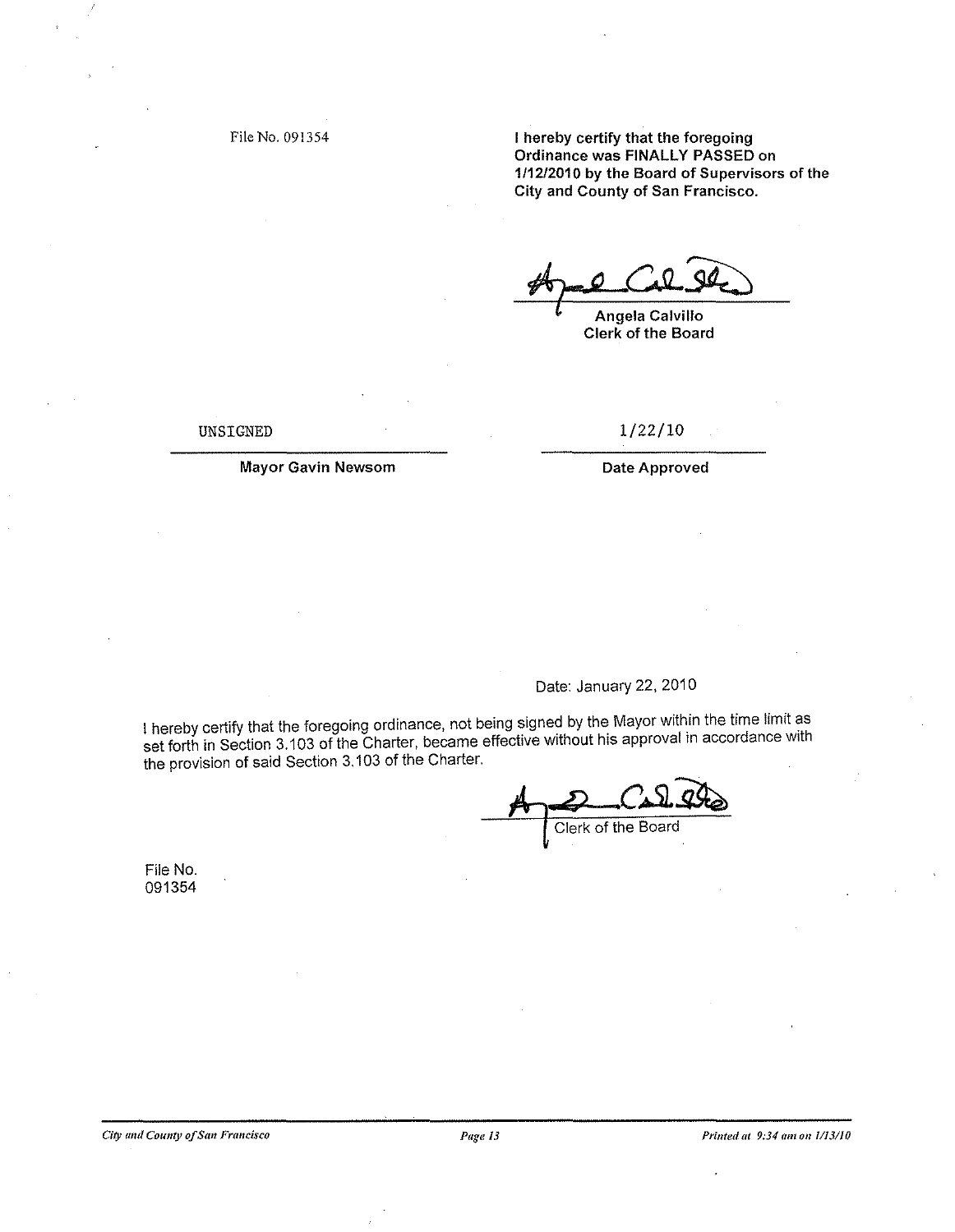File No. 091354

**I hereby certify that the foregoing Ordinance was FINALLY PASSED on 1/12/2010 by the Board of Supervisors of the City and County of San Francisco.**

**Angela Calvillo**
**Clerk of the Board**

UNSIGNED

**Mayor Gavin Newsom**

1/22/10

**Date Approved**

Date: January 22, 2010

I hereby certify that the foregoing ordinance, not being signed by the Mayor within the time limit as set forth in Section 3.103 of the Charter, became effective without his approval in accordance with the provision of said Section 3.103 of the Charter.

Clerk of the Board

File No.
091354